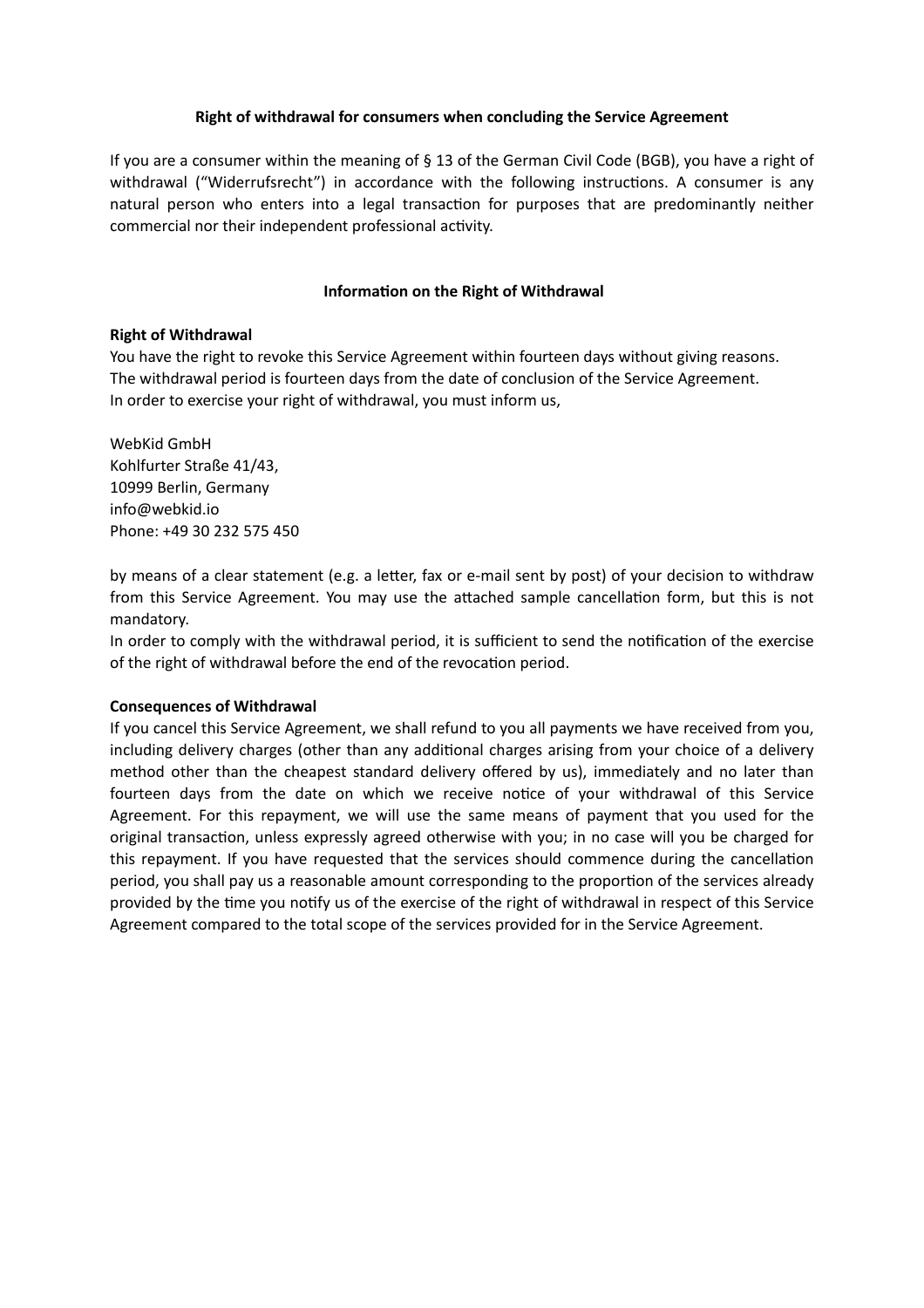**Right of withdrawal for consumers when concluding the Service Agreement**

If you are a consumer within the meaning of § 13 of the German Civil Code (BGB), you have a right of withdrawal ("Widerrufsrecht") in accordance with the following instructions. A consumer is any natural person who enters into a legal transaction for purposes that are predominantly neither commercial nor their independent professional activity.

**Information on the Right of Withdrawal**

**Right of Withdrawal**

You have the right to revoke this Service Agreement within fourteen days without giving reasons.
The withdrawal period is fourteen days from the date of conclusion of the Service Agreement.
In order to exercise your right of withdrawal, you must inform us,

WebKid GmbH
Kohlfurter Straße 41/43,
10999 Berlin, Germany
info@webkid.io
Phone: +49 30 232 575 450

by means of a clear statement (e.g. a letter, fax or e-mail sent by post) of your decision to withdraw from this Service Agreement. You may use the attached sample cancellation form, but this is not mandatory.
In order to comply with the withdrawal period, it is sufficient to send the notification of the exercise of the right of withdrawal before the end of the revocation period.

**Consequences of Withdrawal**

If you cancel this Service Agreement, we shall refund to you all payments we have received from you, including delivery charges (other than any additional charges arising from your choice of a delivery method other than the cheapest standard delivery offered by us), immediately and no later than fourteen days from the date on which we receive notice of your withdrawal of this Service Agreement. For this repayment, we will use the same means of payment that you used for the original transaction, unless expressly agreed otherwise with you; in no case will you be charged for this repayment. If you have requested that the services should commence during the cancellation period, you shall pay us a reasonable amount corresponding to the proportion of the services already provided by the time you notify us of the exercise of the right of withdrawal in respect of this Service Agreement compared to the total scope of the services provided for in the Service Agreement.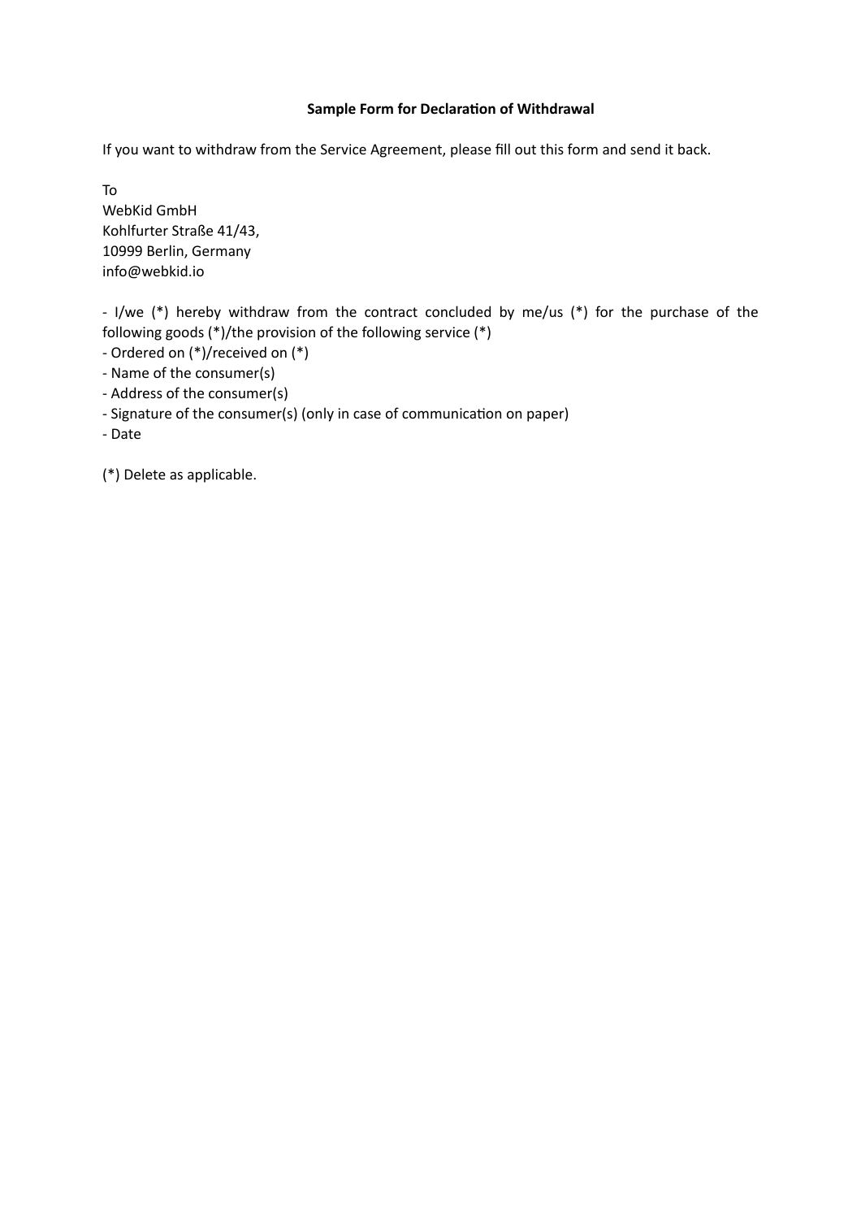**Sample Form for Declaration of Withdrawal**

If you want to withdraw from the Service Agreement, please fill out this form and send it back.

To  
WebKid GmbH  
Kohlfurter Straße 41/43,  
10999 Berlin, Germany  
info@webkid.io

- I/we (*) hereby withdraw from the contract concluded by me/us (*) for the purchase of the following goods (*)/the provision of the following service (*)
- Ordered on (*)/received on (*)
- Name of the consumer(s)
- Address of the consumer(s)
- Signature of the consumer(s) (only in case of communication on paper)
- Date

(*) Delete as applicable.